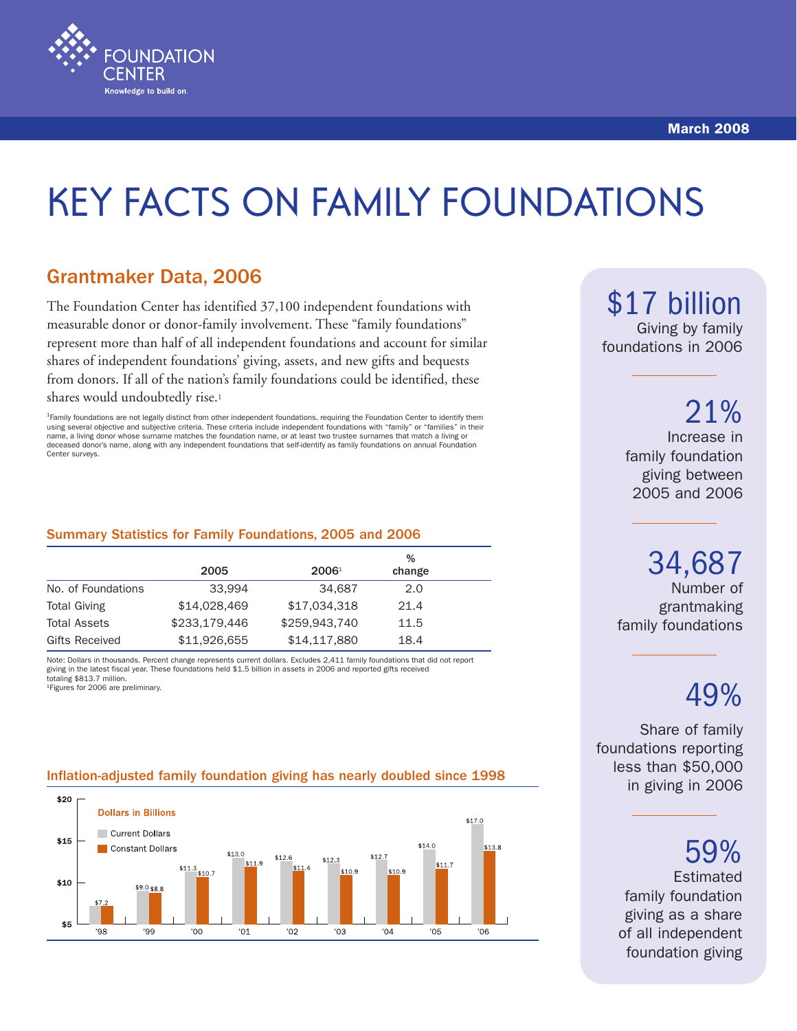Foundation Center

Knowledge to build on.

March 2008

# KEY FACTS ON FAMILY FOUNDATIONS

## Grantmaker Data, 2006

The Foundation Center has identified 37,100 independent foundations with measurable donor or donor-family involvement. These "family foundations" represent more than half of all independent foundations and account for similar shares of independent foundations' giving, assets, and new gifts and bequests from donors. If all of the nation's family foundations could be identified, these shares would undoubtedly rise.[1]

[1]Family foundations are not legally distinct from other independent foundations, requiring the Foundation Center to identify them using several objective and subjective criteria. These criteria include independent foundations with "family" or "families" in their name, a living donor whose surname matches the foundation name, or at least two trustee surnames that match a living or deceased donor's name, along with any independent foundations that self-identify as family foundations on annual Foundation Center surveys.

### Summary Statistics for Family Foundations, 2005 and 2006

| | 2005 | 2006[1] | % change |
|---|---|---|---|
| No. of Foundations | 33,994 | 34,687 | 2.0 |
| Total Giving | $14,028,469 | $17,034,318 | 21.4 |
| Total Assets | $233,179,446 | $259,943,740 | 11.5 |
| Gifts Received | $11,926,655 | $14,117,880 | 18.4 |

Note: Dollars in thousands. Percent change represents current dollars. Excludes 2,411 family foundations that did not report giving in the latest fiscal year. These foundations held $1.5 billion in assets in 2006 and reported gifts received totaling $813.7 million.
[1]Figures for 2006 are preliminary.

### Inflation-adjusted family foundation giving has nearly doubled since 1998

Dollars in Billions

| Year | Current Dollars | Constant Dollars |
|---|---|---|
| '98 | $7.2 | $7.2 |
| '99 | $9.0 | $8.8 |
| '00 | $11.3 | $10.7 |
| '01 | $13.0 | $11.9 |
| '02 | $12.6 | $11.4 |
| '03 | $12.3 | $10.9 |
| '04 | $12.7 | $10.9 |
| '05 | $14.0 | $11.7 |
| '06 | $17.0 | $13.8 |

**$17 billion**
Giving by family foundations in 2006

**21%**
Increase in family foundation giving between 2005 and 2006

**34,687**
Number of grantmaking family foundations

**49%**
Share of family foundations reporting less than $50,000 in giving in 2006

**59%**
Estimated family foundation giving as a share of all independent foundation giving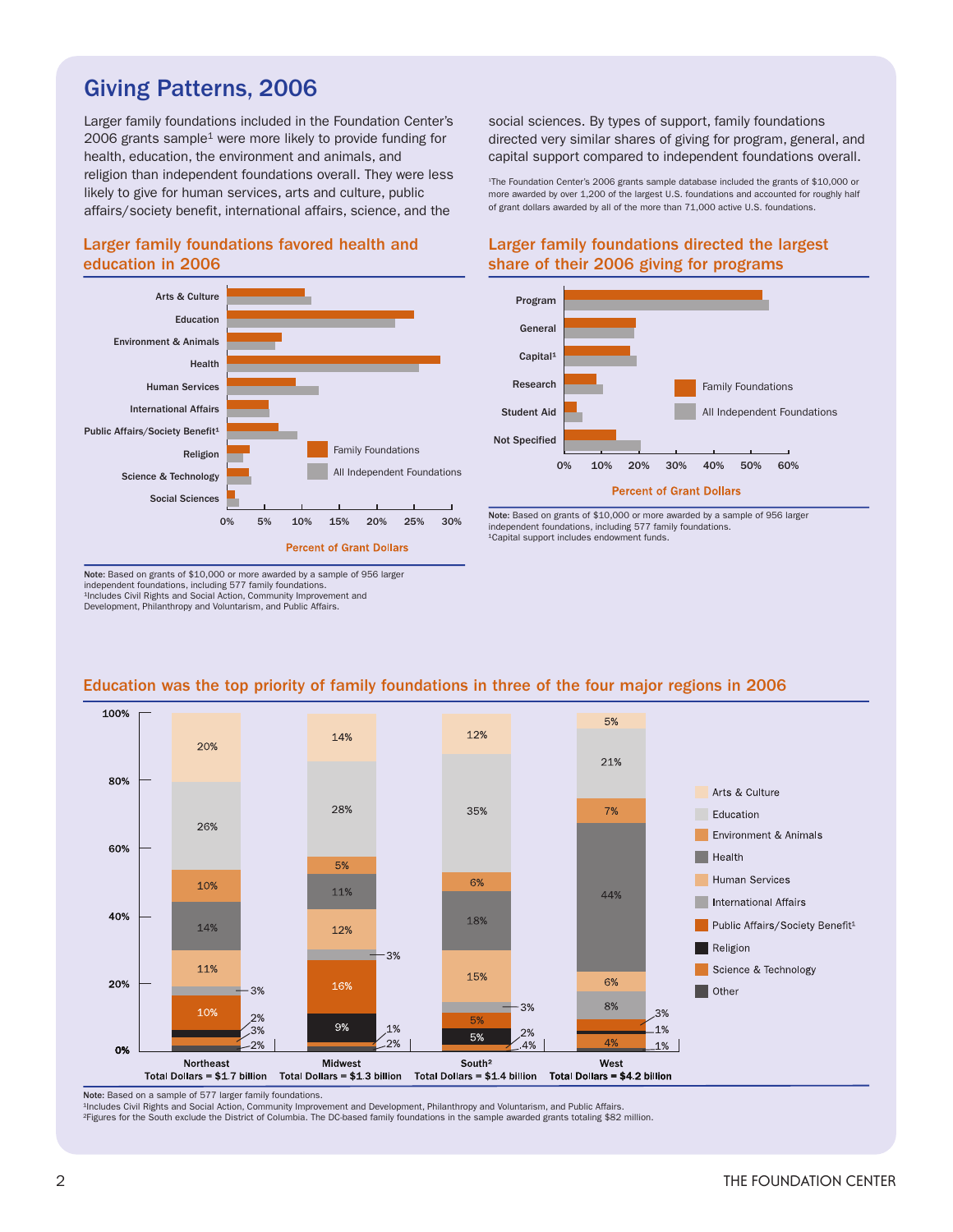# Giving Patterns, 2006

Larger family foundations included in the Foundation Center's 2006 grants sample[1] were more likely to provide funding for health, education, the environment and animals, and religion than independent foundations overall. They were less likely to give for human services, arts and culture, public affairs/society benefit, international affairs, science, and the social sciences. By types of support, family foundations directed very similar shares of giving for program, general, and capital support compared to independent foundations overall.

[1]The Foundation Center's 2006 grants sample database included the grants of $10,000 or more awarded by over 1,200 of the largest U.S. foundations and accounted for roughly half of grant dollars awarded by all of the more than 71,000 active U.S. foundations.

## Larger family foundations favored health and education in 2006

Categories: Arts & Culture; Education; Environment & Animals; Health; Human Services; International Affairs; Public Affairs/Society Benefit[1]; Religion; Science & Technology; Social Sciences

Legend: Family Foundations; All Independent Foundations

Axis: 0%, 5%, 10%, 15%, 20%, 25%, 30% — Percent of Grant Dollars

**Note:** Based on grants of $10,000 or more awarded by a sample of 956 larger independent foundations, including 577 family foundations.
[1]Includes Civil Rights and Social Action, Community Improvement and Development, Philanthropy and Voluntarism, and Public Affairs.

## Larger family foundations directed the largest share of their 2006 giving for programs

Categories: Program; General; Capital[1]; Research; Student Aid; Not Specified

Legend: Family Foundations; All Independent Foundations

Axis: 0%, 10%, 20%, 30%, 40%, 50%, 60% — Percent of Grant Dollars

**Note:** Based on grants of $10,000 or more awarded by a sample of 956 larger independent foundations, including 577 family foundations.
[1]Capital support includes endowment funds.

## Education was the top priority of family foundations in three of the four major regions in 2006

| | Northeast | Midwest | South[2] | West |
|---|---|---|---|---|
| Arts & Culture | 20% | 14% | 12% | 5% |
| Education | 26% | 28% | 35% | 21% |
| Environment & Animals | 10% | 5% | 6% | 7% |
| Health | 14% | 11% | 18% | 44% |
| Human Services | 11% | 12% | 15% | 6% |
| International Affairs | 3% | 3% | 3% | 8% |
| Public Affairs/Society Benefit[1] | 10% | 16% | 5% | 3% |
| Religion | 2% | 9% | 5% | 1% |
| Science & Technology | 3% | 1% | 2% | 4% |
| Other | 2% | 2% | .4% | 1% |
| Total Dollars | $1.7 billion | $1.3 billion | $1.4 billion | $4.2 billion |

**Note:** Based on a sample of 577 larger family foundations.
[1]Includes Civil Rights and Social Action, Community Improvement and Development, Philanthropy and Voluntarism, and Public Affairs.
[2]Figures for the South exclude the District of Columbia. The DC-based family foundations in the sample awarded grants totaling $82 million.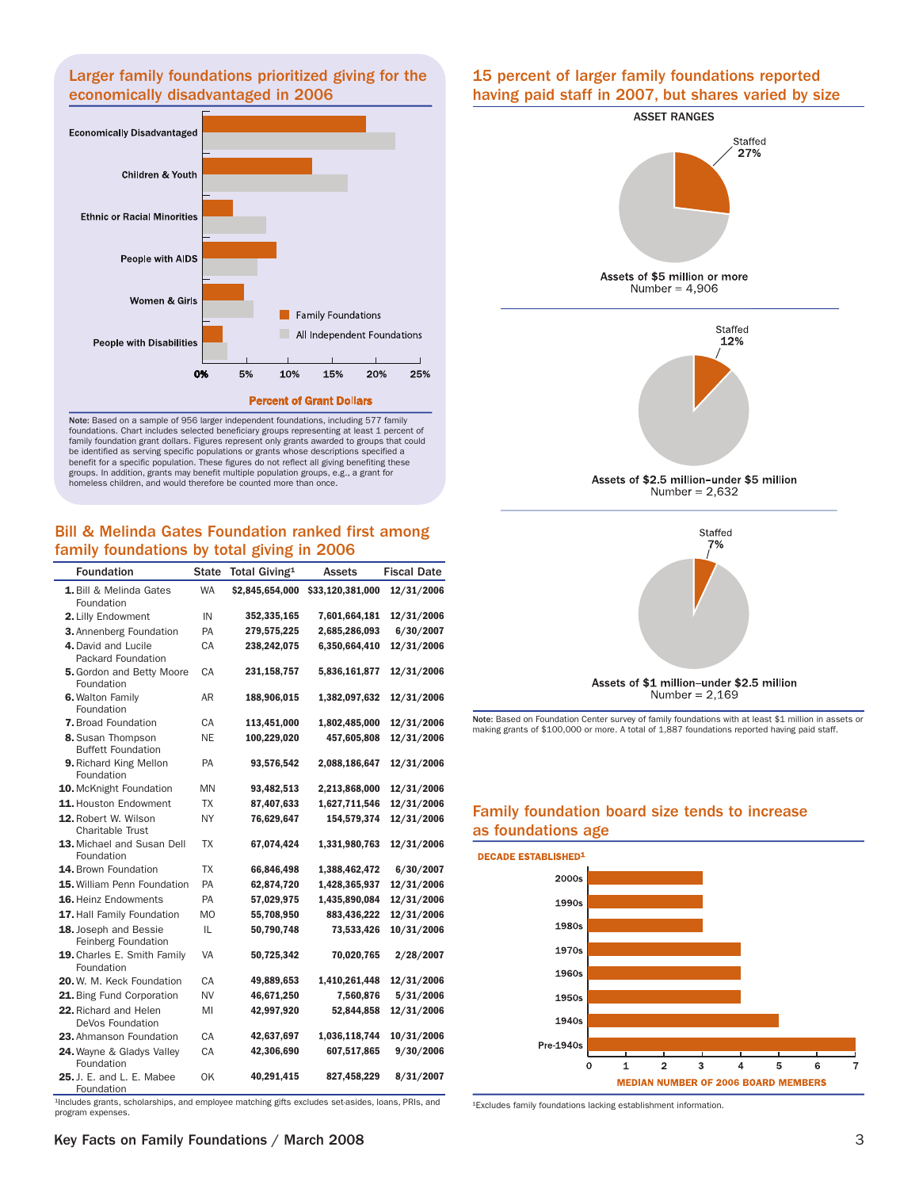## Larger family foundations prioritized giving for the economically disadvantaged in 2006

Economically Disadvantaged
Children & Youth
Ethnic or Racial Minorities
People with AIDS
Women & Girls
People with Disabilities

Family Foundations
All Independent Foundations

0% 5% 10% 15% 20% 25%

Percent of Grant Dollars

Note: Based on a sample of 956 larger independent foundations, including 577 family foundations. Chart includes selected beneficiary groups representing at least 1 percent of family foundation grant dollars. Figures represent only grants awarded to groups that could be identified as serving specific populations or grants whose descriptions specified a benefit for a specific population. These figures do not reflect all giving benefiting these groups. In addition, grants may benefit multiple population groups, e.g., a grant for homeless children, and would therefore be counted more than once.

## Bill & Melinda Gates Foundation ranked first among family foundations by total giving in 2006

| Foundation | State | Total Giving[1] | Assets | Fiscal Date |
|---|---|---|---|---|
| 1. Bill & Melinda Gates Foundation | WA | $2,845,654,000 | $33,120,381,000 | 12/31/2006 |
| 2. Lilly Endowment | IN | 352,335,165 | 7,601,664,181 | 12/31/2006 |
| 3. Annenberg Foundation | PA | 279,575,225 | 2,685,286,093 | 6/30/2007 |
| 4. David and Lucile Packard Foundation | CA | 238,242,075 | 6,350,664,410 | 12/31/2006 |
| 5. Gordon and Betty Moore Foundation | CA | 231,158,757 | 5,836,161,877 | 12/31/2006 |
| 6. Walton Family Foundation | AR | 188,906,015 | 1,382,097,632 | 12/31/2006 |
| 7. Broad Foundation | CA | 113,451,000 | 1,802,485,000 | 12/31/2006 |
| 8. Susan Thompson Buffett Foundation | NE | 100,229,020 | 457,605,808 | 12/31/2006 |
| 9. Richard King Mellon Foundation | PA | 93,576,542 | 2,088,186,647 | 12/31/2006 |
| 10. McKnight Foundation | MN | 93,482,513 | 2,213,868,000 | 12/31/2006 |
| 11. Houston Endowment | TX | 87,407,633 | 1,627,711,546 | 12/31/2006 |
| 12. Robert W. Wilson Charitable Trust | NY | 76,629,647 | 154,579,374 | 12/31/2006 |
| 13. Michael and Susan Dell Foundation | TX | 67,074,424 | 1,331,980,763 | 12/31/2006 |
| 14. Brown Foundation | TX | 66,846,498 | 1,388,462,472 | 6/30/2007 |
| 15. William Penn Foundation | PA | 62,874,720 | 1,428,365,937 | 12/31/2006 |
| 16. Heinz Endowments | PA | 57,029,975 | 1,435,890,084 | 12/31/2006 |
| 17. Hall Family Foundation | MO | 55,708,950 | 883,436,222 | 12/31/2006 |
| 18. Joseph and Bessie Feinberg Foundation | IL | 50,790,748 | 73,533,426 | 10/31/2006 |
| 19. Charles E. Smith Family Foundation | VA | 50,725,342 | 70,020,765 | 2/28/2007 |
| 20. W. M. Keck Foundation | CA | 49,889,653 | 1,410,261,448 | 12/31/2006 |
| 21. Bing Fund Corporation | NV | 46,671,250 | 7,560,876 | 5/31/2006 |
| 22. Richard and Helen DeVos Foundation | MI | 42,997,920 | 52,844,858 | 12/31/2006 |
| 23. Ahmanson Foundation | CA | 42,637,697 | 1,036,118,744 | 10/31/2006 |
| 24. Wayne & Gladys Valley Foundation | CA | 42,306,690 | 607,517,865 | 9/30/2006 |
| 25. J. E. and L. E. Mabee Foundation | OK | 40,291,415 | 827,458,229 | 8/31/2007 |

[1]Includes grants, scholarships, and employee matching gifts excludes set-asides, loans, PRIs, and program expenses.

## 15 percent of larger family foundations reported having paid staff in 2007, but shares varied by size

ASSET RANGES

Staffed 27%
Assets of $5 million or more
Number = 4,906

Staffed 12%
Assets of $2.5 million–under $5 million
Number = 2,632

Staffed 7%
Assets of $1 million–under $2.5 million
Number = 2,169

Note: Based on Foundation Center survey of family foundations with at least $1 million in assets or making grants of $100,000 or more. A total of 1,887 foundations reported having paid staff.

## Family foundation board size tends to increase as foundations age

DECADE ESTABLISHED[1]

| Decade Established | Median Number of 2006 Board Members |
|---|---|
| 2000s | 3 |
| 1990s | 3 |
| 1980s | 3 |
| 1970s | 4 |
| 1960s | 4 |
| 1950s | 4 |
| 1940s | 5 |
| Pre-1940s | 7 |

MEDIAN NUMBER OF 2006 BOARD MEMBERS

[1]Excludes family foundations lacking establishment information.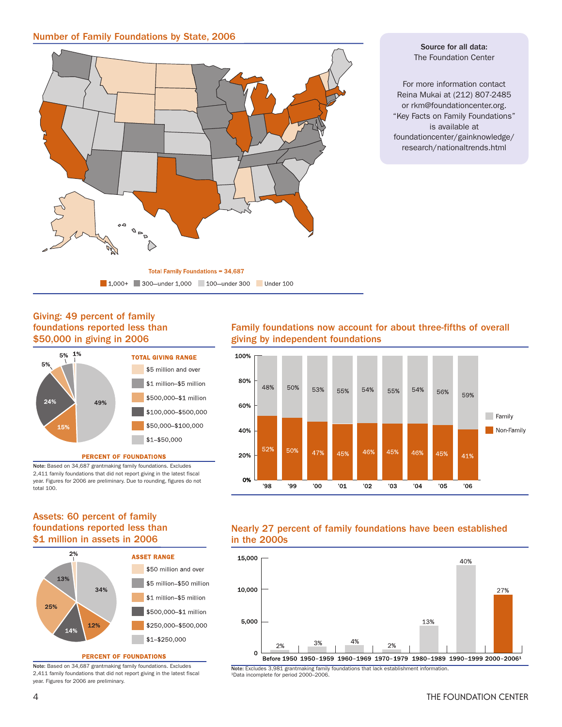## Number of Family Foundations by State, 2006

Total Family Foundations = 34,687

1,000+ 300–under 1,000 100–under 300 Under 100

Source for all data:
The Foundation Center

For more information contact Reina Mukai at (212) 807-2485 or rkm@foundationcenter.org. "Key Facts on Family Foundations" is available at foundationcenter/gainknowledge/research/nationaltrends.html

## Giving: 49 percent of family foundations reported less than $50,000 in giving in 2006

TOTAL GIVING RANGE

$5 million and over
$1 million–$5 million
$500,000–$1 million
$100,000–$500,000
$50,000–$100,000
$1–$50,000

1%
5%
5%
24%
15%
49%

PERCENT OF FOUNDATIONS

**Note:** Based on 34,687 grantmaking family foundations. Excludes 2,411 family foundations that did not report giving in the latest fiscal year. Figures for 2006 are preliminary. Due to rounding, figures do not total 100.

## Family foundations now account for about three-fifths of overall giving by independent foundations

100%
80%
60%
40%
20%
0%

'98 '99 '00 '01 '02 '03 '04 '05 '06

Family: 48% 50% 53% 55% 54% 55% 54% 56% 59%

Non-Family: 52% 50% 47% 45% 46% 45% 46% 45% 41%

## Assets: 60 percent of family foundations reported less than $1 million in assets in 2006

ASSET RANGE

$50 million and over
$5 million–$50 million
$1 million–$5 million
$500,000–$1 million
$250,000–$500,000
$1–$250,000

2%
13%
25%
14%
12%
34%

PERCENT OF FOUNDATIONS

**Note:** Based on 34,687 grantmaking family foundations. Excludes 2,411 family foundations that did not report giving in the latest fiscal year. Figures for 2006 are preliminary.

## Nearly 27 percent of family foundations have been established in the 2000s

15,000
10,000
5,000
0

Before 1950: 2%
1950–1959: 3%
1960–1969: 4%
1970–1979: 2%
1980–1989: 13%
1990–1999: 40%
2000–2006[1]: 27%

**Note:** Excludes 3,981 grantmaking family foundations that lack establishment information.
[1]Data incomplete for period 2000–2006.